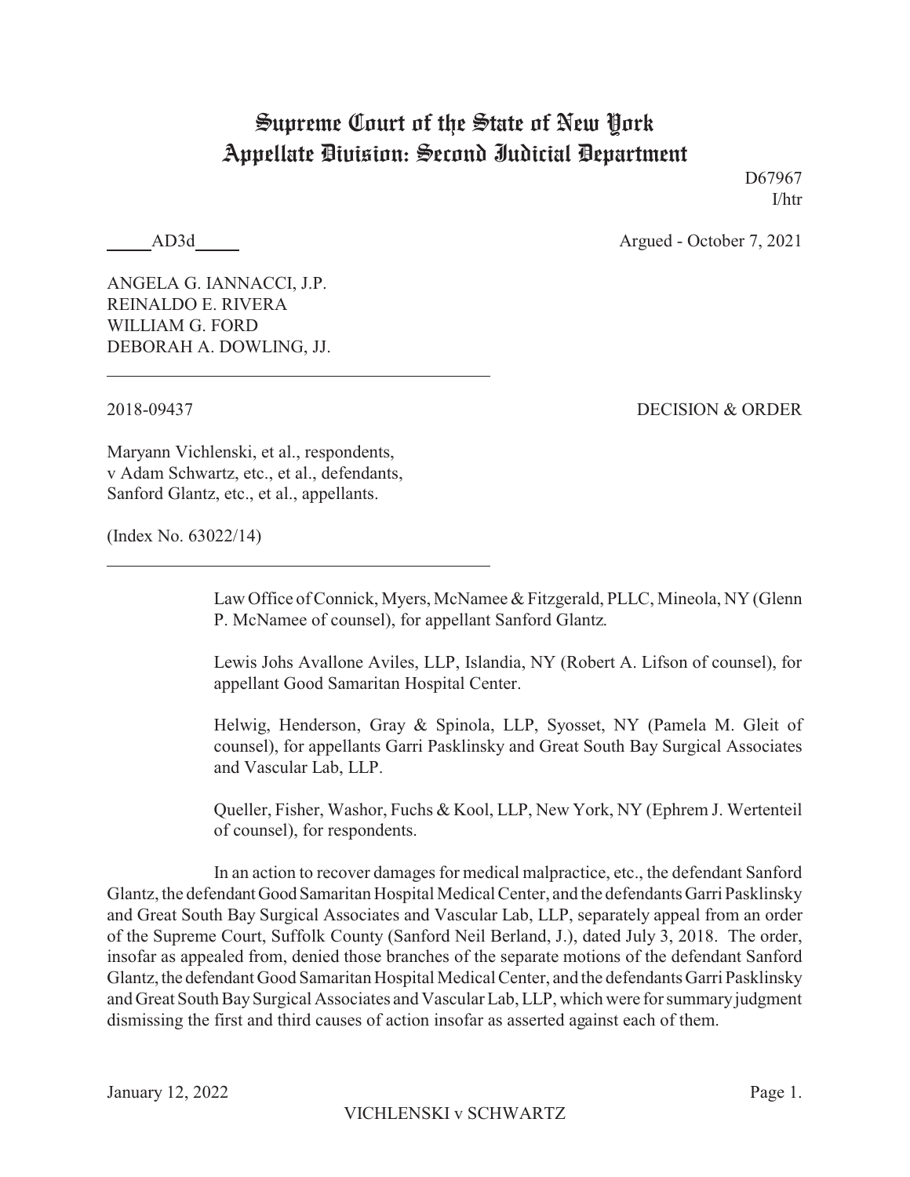# Supreme Court of the State of New York
## Appellate Division: Second Judicial Department

D67967
I/htr

_____AD3d_____ Argued - October 7, 2021

ANGELA G. IANNACCI, J.P.
REINALDO E. RIVERA
WILLIAM G. FORD
DEBORAH A. DOWLING, JJ.

---

2018-09437 DECISION & ORDER

Maryann Vichlenski, et al., respondents,
v Adam Schwartz, etc., et al., defendants,
Sanford Glantz, etc., et al., appellants.

(Index No. 63022/14)

---

Law Office of Connick, Myers, McNamee & Fitzgerald, PLLC, Mineola, NY (Glenn P. McNamee of counsel), for appellant Sanford Glantz.

Lewis Johs Avallone Aviles, LLP, Islandia, NY (Robert A. Lifson of counsel), for appellant Good Samaritan Hospital Center.

Helwig, Henderson, Gray & Spinola, LLP, Syosset, NY (Pamela M. Gleit of counsel), for appellants Garri Pasklinsky and Great South Bay Surgical Associates and Vascular Lab, LLP.

Queller, Fisher, Washor, Fuchs & Kool, LLP, New York, NY (Ephrem J. Wertenteil of counsel), for respondents.

In an action to recover damages for medical malpractice, etc., the defendant Sanford Glantz, the defendant Good Samaritan Hospital Medical Center, and the defendants Garri Pasklinsky and Great South Bay Surgical Associates and Vascular Lab, LLP, separately appeal from an order of the Supreme Court, Suffolk County (Sanford Neil Berland, J.), dated July 3, 2018. The order, insofar as appealed from, denied those branches of the separate motions of the defendant Sanford Glantz, the defendant Good Samaritan Hospital Medical Center, and the defendants Garri Pasklinsky and Great South Bay Surgical Associates and Vascular Lab, LLP, which were for summary judgment dismissing the first and third causes of action insofar as asserted against each of them.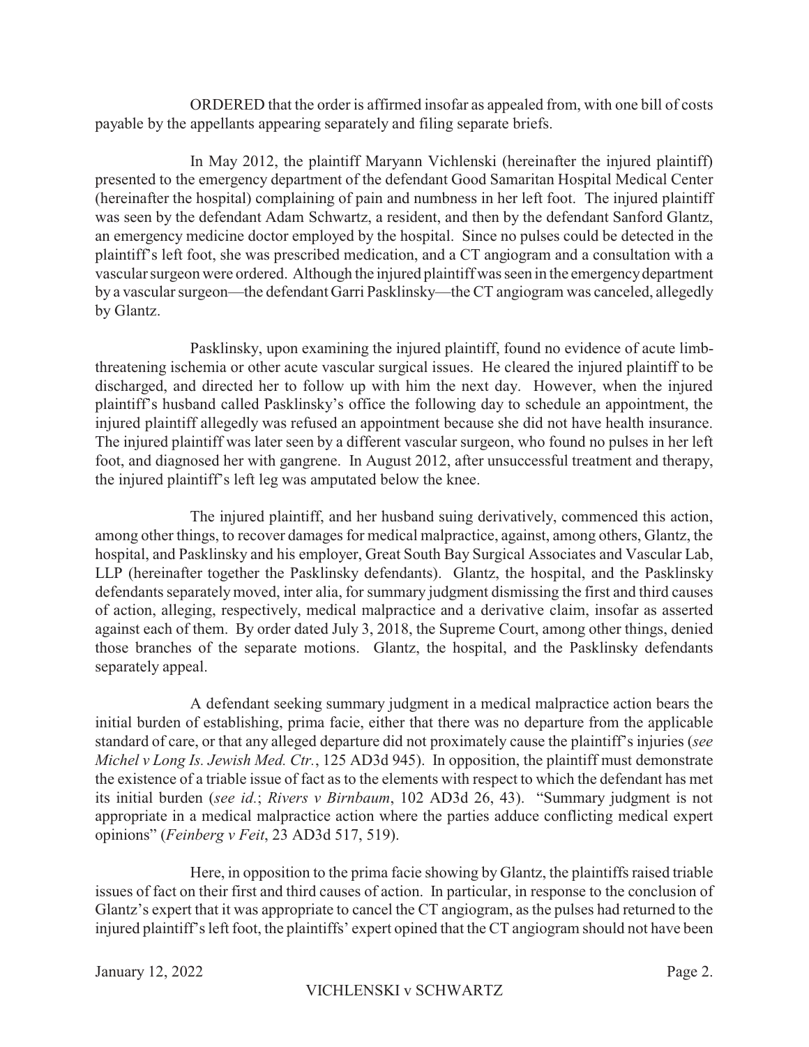ORDERED that the order is affirmed insofar as appealed from, with one bill of costs payable by the appellants appearing separately and filing separate briefs.

In May 2012, the plaintiff Maryann Vichlenski (hereinafter the injured plaintiff) presented to the emergency department of the defendant Good Samaritan Hospital Medical Center (hereinafter the hospital) complaining of pain and numbness in her left foot. The injured plaintiff was seen by the defendant Adam Schwartz, a resident, and then by the defendant Sanford Glantz, an emergency medicine doctor employed by the hospital. Since no pulses could be detected in the plaintiff's left foot, she was prescribed medication, and a CT angiogram and a consultation with a vascular surgeon were ordered. Although the injured plaintiff was seen in the emergency department by a vascular surgeon—the defendant Garri Pasklinsky—the CT angiogram was canceled, allegedly by Glantz.

Pasklinsky, upon examining the injured plaintiff, found no evidence of acute limb-threatening ischemia or other acute vascular surgical issues. He cleared the injured plaintiff to be discharged, and directed her to follow up with him the next day. However, when the injured plaintiff's husband called Pasklinsky's office the following day to schedule an appointment, the injured plaintiff allegedly was refused an appointment because she did not have health insurance. The injured plaintiff was later seen by a different vascular surgeon, who found no pulses in her left foot, and diagnosed her with gangrene. In August 2012, after unsuccessful treatment and therapy, the injured plaintiff's left leg was amputated below the knee.

The injured plaintiff, and her husband suing derivatively, commenced this action, among other things, to recover damages for medical malpractice, against, among others, Glantz, the hospital, and Pasklinsky and his employer, Great South Bay Surgical Associates and Vascular Lab, LLP (hereinafter together the Pasklinsky defendants). Glantz, the hospital, and the Pasklinsky defendants separately moved, inter alia, for summary judgment dismissing the first and third causes of action, alleging, respectively, medical malpractice and a derivative claim, insofar as asserted against each of them. By order dated July 3, 2018, the Supreme Court, among other things, denied those branches of the separate motions. Glantz, the hospital, and the Pasklinsky defendants separately appeal.

A defendant seeking summary judgment in a medical malpractice action bears the initial burden of establishing, prima facie, either that there was no departure from the applicable standard of care, or that any alleged departure did not proximately cause the plaintiff's injuries (*see Michel v Long Is. Jewish Med. Ctr.*, 125 AD3d 945). In opposition, the plaintiff must demonstrate the existence of a triable issue of fact as to the elements with respect to which the defendant has met its initial burden (*see id.*; *Rivers v Birnbaum*, 102 AD3d 26, 43). "Summary judgment is not appropriate in a medical malpractice action where the parties adduce conflicting medical expert opinions" (*Feinberg v Feit*, 23 AD3d 517, 519).

Here, in opposition to the prima facie showing by Glantz, the plaintiffs raised triable issues of fact on their first and third causes of action. In particular, in response to the conclusion of Glantz's expert that it was appropriate to cancel the CT angiogram, as the pulses had returned to the injured plaintiff's left foot, the plaintiffs' expert opined that the CT angiogram should not have been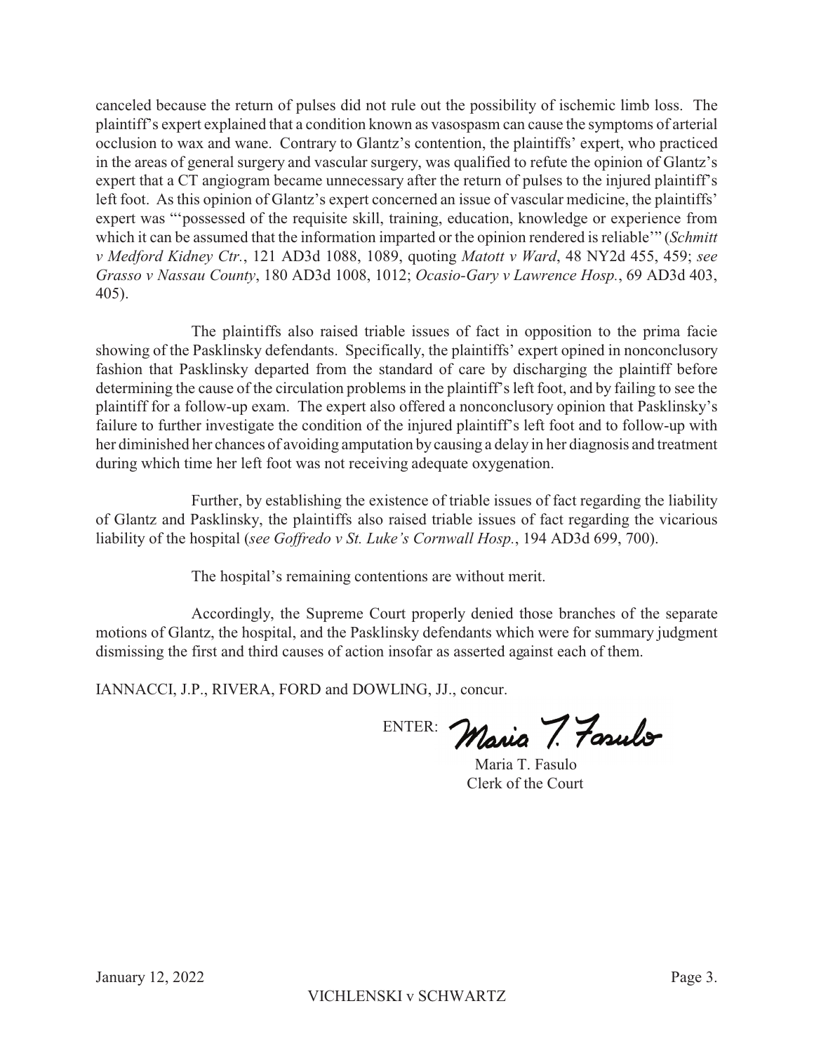canceled because the return of pulses did not rule out the possibility of ischemic limb loss. The plaintiff's expert explained that a condition known as vasospasm can cause the symptoms of arterial occlusion to wax and wane. Contrary to Glantz's contention, the plaintiffs' expert, who practiced in the areas of general surgery and vascular surgery, was qualified to refute the opinion of Glantz's expert that a CT angiogram became unnecessary after the return of pulses to the injured plaintiff's left foot. As this opinion of Glantz's expert concerned an issue of vascular medicine, the plaintiffs' expert was "'possessed of the requisite skill, training, education, knowledge or experience from which it can be assumed that the information imparted or the opinion rendered is reliable'" (*Schmitt v Medford Kidney Ctr.*, 121 AD3d 1088, 1089, quoting *Matott v Ward*, 48 NY2d 455, 459; *see Grasso v Nassau County*, 180 AD3d 1008, 1012; *Ocasio-Gary v Lawrence Hosp.*, 69 AD3d 403, 405).

The plaintiffs also raised triable issues of fact in opposition to the prima facie showing of the Pasklinsky defendants. Specifically, the plaintiffs' expert opined in nonconclusory fashion that Pasklinsky departed from the standard of care by discharging the plaintiff before determining the cause of the circulation problems in the plaintiff's left foot, and by failing to see the plaintiff for a follow-up exam. The expert also offered a nonconclusory opinion that Pasklinsky's failure to further investigate the condition of the injured plaintiff's left foot and to follow-up with her diminished her chances of avoiding amputation by causing a delay in her diagnosis and treatment during which time her left foot was not receiving adequate oxygenation.

Further, by establishing the existence of triable issues of fact regarding the liability of Glantz and Pasklinsky, the plaintiffs also raised triable issues of fact regarding the vicarious liability of the hospital (*see Goffredo v St. Luke's Cornwall Hosp.*, 194 AD3d 699, 700).

The hospital's remaining contentions are without merit.

Accordingly, the Supreme Court properly denied those branches of the separate motions of Glantz, the hospital, and the Pasklinsky defendants which were for summary judgment dismissing the first and third causes of action insofar as asserted against each of them.

IANNACCI, J.P., RIVERA, FORD and DOWLING, JJ., concur.

ENTER: Maria T. Fasulo

Maria T. Fasulo
Clerk of the Court